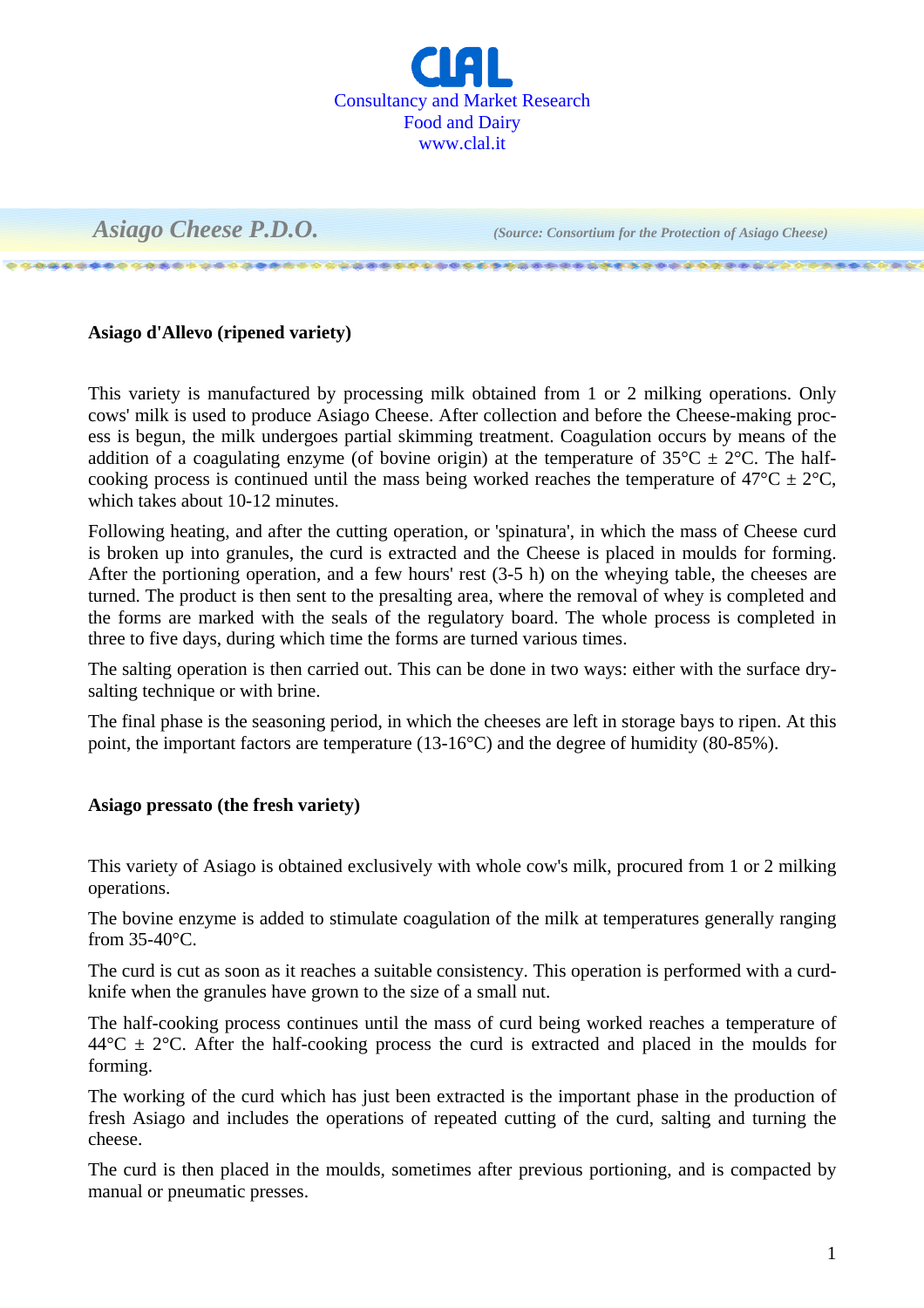CLAL
Consultancy and Market Research
Food and Dairy
www.clal.it

# *Asiago Cheese P.D.O.*

*(Source: Consortium for the Protection of Asiago Cheese)*

## Asiago d'Allevo (ripened variety)

This variety is manufactured by processing milk obtained from 1 or 2 milking operations. Only cows' milk is used to produce Asiago Cheese. After collection and before the Cheese-making process is begun, the milk undergoes partial skimming treatment. Coagulation occurs by means of the addition of a coagulating enzyme (of bovine origin) at the temperature of 35°C ± 2°C. The half-cooking process is continued until the mass being worked reaches the temperature of 47°C ± 2°C, which takes about 10-12 minutes.

Following heating, and after the cutting operation, or 'spinatura', in which the mass of Cheese curd is broken up into granules, the curd is extracted and the Cheese is placed in moulds for forming. After the portioning operation, and a few hours' rest (3-5 h) on the wheying table, the cheeses are turned. The product is then sent to the presalting area, where the removal of whey is completed and the forms are marked with the seals of the regulatory board. The whole process is completed in three to five days, during which time the forms are turned various times.

The salting operation is then carried out. This can be done in two ways: either with the surface dry-salting technique or with brine.

The final phase is the seasoning period, in which the cheeses are left in storage bays to ripen. At this point, the important factors are temperature (13-16°C) and the degree of humidity (80-85%).

## Asiago pressato (the fresh variety)

This variety of Asiago is obtained exclusively with whole cow's milk, procured from 1 or 2 milking operations.

The bovine enzyme is added to stimulate coagulation of the milk at temperatures generally ranging from 35-40°C.

The curd is cut as soon as it reaches a suitable consistency. This operation is performed with a curd-knife when the granules have grown to the size of a small nut.

The half-cooking process continues until the mass of curd being worked reaches a temperature of 44°C ± 2°C. After the half-cooking process the curd is extracted and placed in the moulds for forming.

The working of the curd which has just been extracted is the important phase in the production of fresh Asiago and includes the operations of repeated cutting of the curd, salting and turning the cheese.

The curd is then placed in the moulds, sometimes after previous portioning, and is compacted by manual or pneumatic presses.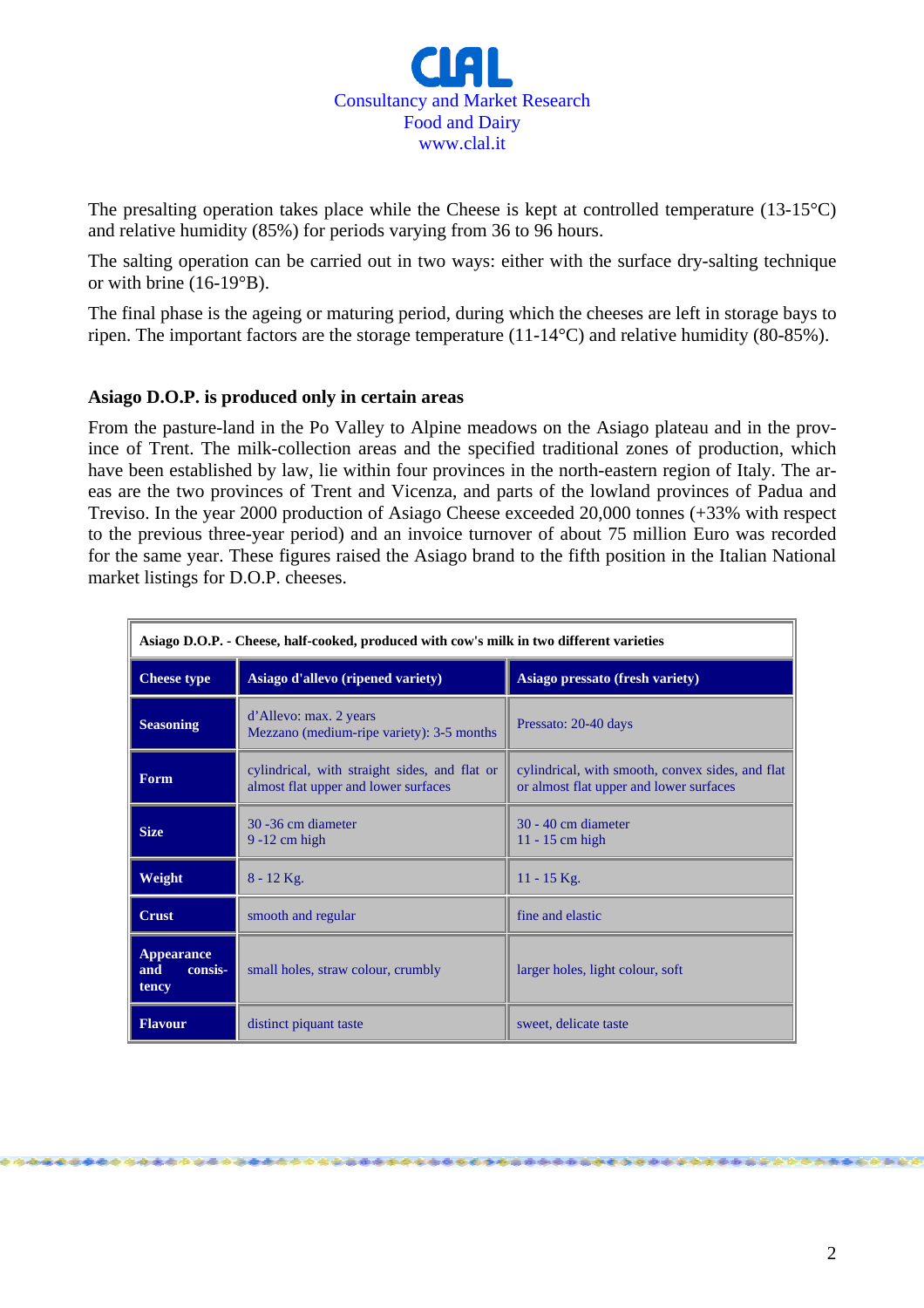The presalting operation takes place while the Cheese is kept at controlled temperature (13-15°C) and relative humidity (85%) for periods varying from 36 to 96 hours.

The salting operation can be carried out in two ways: either with the surface dry-salting technique or with brine (16-19°B).

The final phase is the ageing or maturing period, during which the cheeses are left in storage bays to ripen. The important factors are the storage temperature (11-14°C) and relative humidity (80-85%).

### Asiago D.O.P. is produced only in certain areas

From the pasture-land in the Po Valley to Alpine meadows on the Asiago plateau and in the province of Trent. The milk-collection areas and the specified traditional zones of production, which have been established by law, lie within four provinces in the north-eastern region of Italy. The areas are the two provinces of Trent and Vicenza, and parts of the lowland provinces of Padua and Treviso. In the year 2000 production of Asiago Cheese exceeded 20,000 tonnes (+33% with respect to the previous three-year period) and an invoice turnover of about 75 million Euro was recorded for the same year. These figures raised the Asiago brand to the fifth position in the Italian National market listings for D.O.P. cheeses.

| Asiago D.O.P. - Cheese, half-cooked, produced with cow's milk in two different varieties | | |
|---|---|---|
| **Cheese type** | **Asiago d'allevo (ripened variety)** | **Asiago pressato (fresh variety)** |
| **Seasoning** | d'Allevo: max. 2 years<br>Mezzano (medium-ripe variety): 3-5 months | Pressato: 20-40 days |
| **Form** | cylindrical, with straight sides, and flat or almost flat upper and lower surfaces | cylindrical, with smooth, convex sides, and flat or almost flat upper and lower surfaces |
| **Size** | 30 -36 cm diameter<br>9 -12 cm high | 30 - 40 cm diameter<br>11 - 15 cm high |
| **Weight** | 8 - 12 Kg. | 11 - 15 Kg. |
| **Crust** | smooth and regular | fine and elastic |
| **Appearance and consistency** | small holes, straw colour, crumbly | larger holes, light colour, soft |
| **Flavour** | distinct piquant taste | sweet, delicate taste |